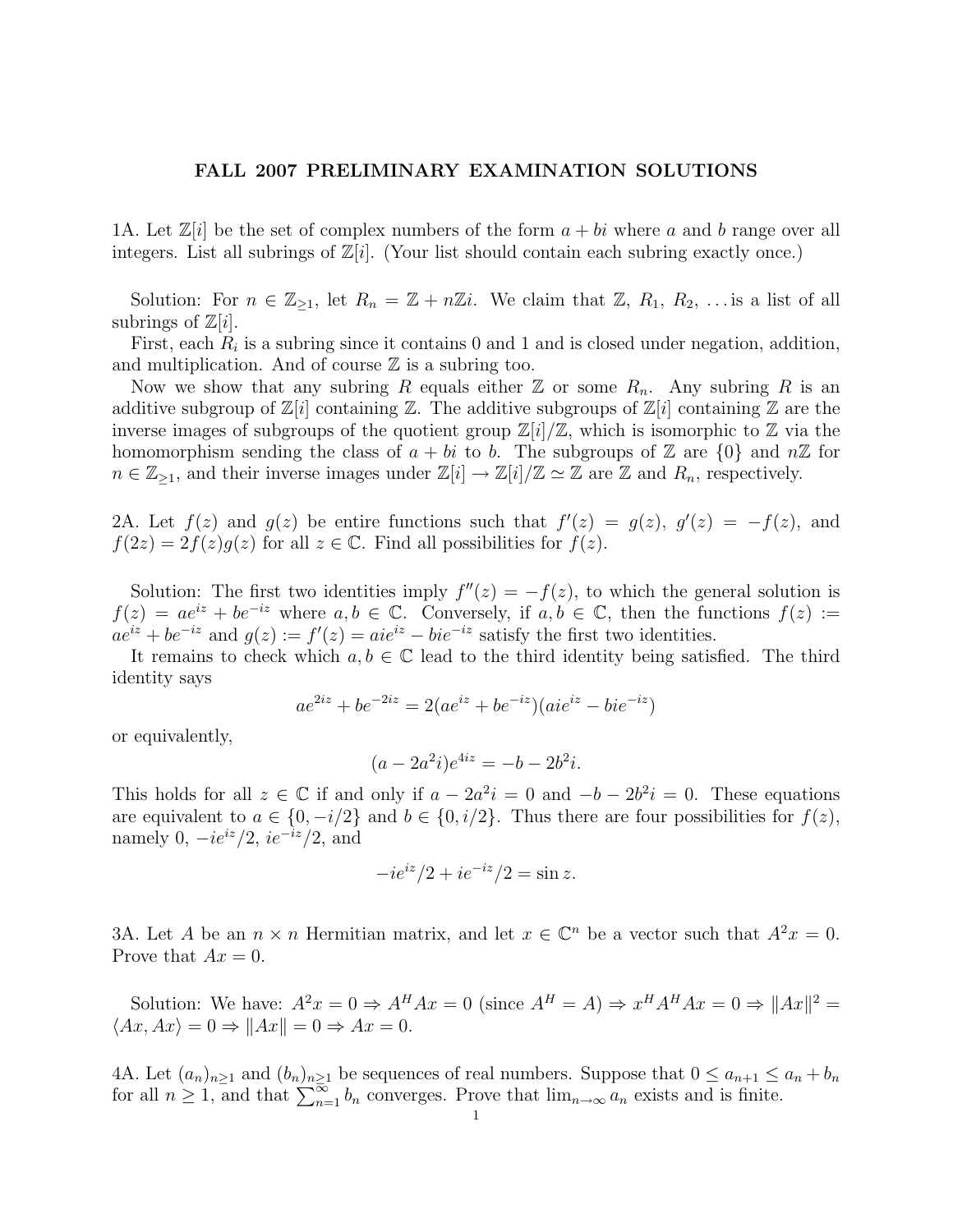# FALL 2007 PRELIMINARY EXAMINATION SOLUTIONS

1A. Let $\mathbb{Z}[i]$ be the set of complex numbers of the form $a + bi$ where $a$ and $b$ range over all integers. List all subrings of $\mathbb{Z}[i]$. (Your list should contain each subring exactly once.)

Solution: For $n \in \mathbb{Z}_{\geq 1}$, let $R_n = \mathbb{Z} + n\mathbb{Z}i$. We claim that $\mathbb{Z}$, $R_1$, $R_2$, ... is a list of all subrings of $\mathbb{Z}[i]$.

First, each $R_i$ is a subring since it contains 0 and 1 and is closed under negation, addition, and multiplication. And of course $\mathbb{Z}$ is a subring too.

Now we show that any subring $R$ equals either $\mathbb{Z}$ or some $R_n$. Any subring $R$ is an additive subgroup of $\mathbb{Z}[i]$ containing $\mathbb{Z}$. The additive subgroups of $\mathbb{Z}[i]$ containing $\mathbb{Z}$ are the inverse images of subgroups of the quotient group $\mathbb{Z}[i]/\mathbb{Z}$, which is isomorphic to $\mathbb{Z}$ via the homomorphism sending the class of $a + bi$ to $b$. The subgroups of $\mathbb{Z}$ are $\{0\}$ and $n\mathbb{Z}$ for $n \in \mathbb{Z}_{\geq 1}$, and their inverse images under $\mathbb{Z}[i] \to \mathbb{Z}[i]/\mathbb{Z} \simeq \mathbb{Z}$ are $\mathbb{Z}$ and $R_n$, respectively.

2A. Let $f(z)$ and $g(z)$ be entire functions such that $f'(z) = g(z)$, $g'(z) = -f(z)$, and $f(2z) = 2f(z)g(z)$ for all $z \in \mathbb{C}$. Find all possibilities for $f(z)$.

Solution: The first two identities imply $f''(z) = -f(z)$, to which the general solution is $f(z) = ae^{iz} + be^{-iz}$ where $a, b \in \mathbb{C}$. Conversely, if $a, b \in \mathbb{C}$, then the functions $f(z) := ae^{iz} + be^{-iz}$ and $g(z) := f'(z) = aie^{iz} - bie^{-iz}$ satisfy the first two identities.

It remains to check which $a, b \in \mathbb{C}$ lead to the third identity being satisfied. The third identity says

$$ae^{2iz} + be^{-2iz} = 2(ae^{iz} + be^{-iz})(aie^{iz} - bie^{-iz})$$

or equivalently,

$$(a - 2a^2 i)e^{4iz} = -b - 2b^2 i.$$

This holds for all $z \in \mathbb{C}$ if and only if $a - 2a^2 i = 0$ and $-b - 2b^2 i = 0$. These equations are equivalent to $a \in \{0, -i/2\}$ and $b \in \{0, i/2\}$. Thus there are four possibilities for $f(z)$, namely 0, $-ie^{iz}/2$, $ie^{-iz}/2$, and

$$-ie^{iz}/2 + ie^{-iz}/2 = \sin z.$$

3A. Let $A$ be an $n \times n$ Hermitian matrix, and let $x \in \mathbb{C}^n$ be a vector such that $A^2 x = 0$. Prove that $Ax = 0$.

Solution: We have: $A^2 x = 0 \Rightarrow A^H A x = 0$ (since $A^H = A$) $\Rightarrow x^H A^H A x = 0 \Rightarrow \|Ax\|^2 = \langle Ax, Ax \rangle = 0 \Rightarrow \|Ax\| = 0 \Rightarrow Ax = 0$.

4A. Let $(a_n)_{n \geq 1}$ and $(b_n)_{n \geq 1}$ be sequences of real numbers. Suppose that $0 \leq a_{n+1} \leq a_n + b_n$ for all $n \geq 1$, and that $\sum_{n=1}^{\infty} b_n$ converges. Prove that $\lim_{n \to \infty} a_n$ exists and is finite.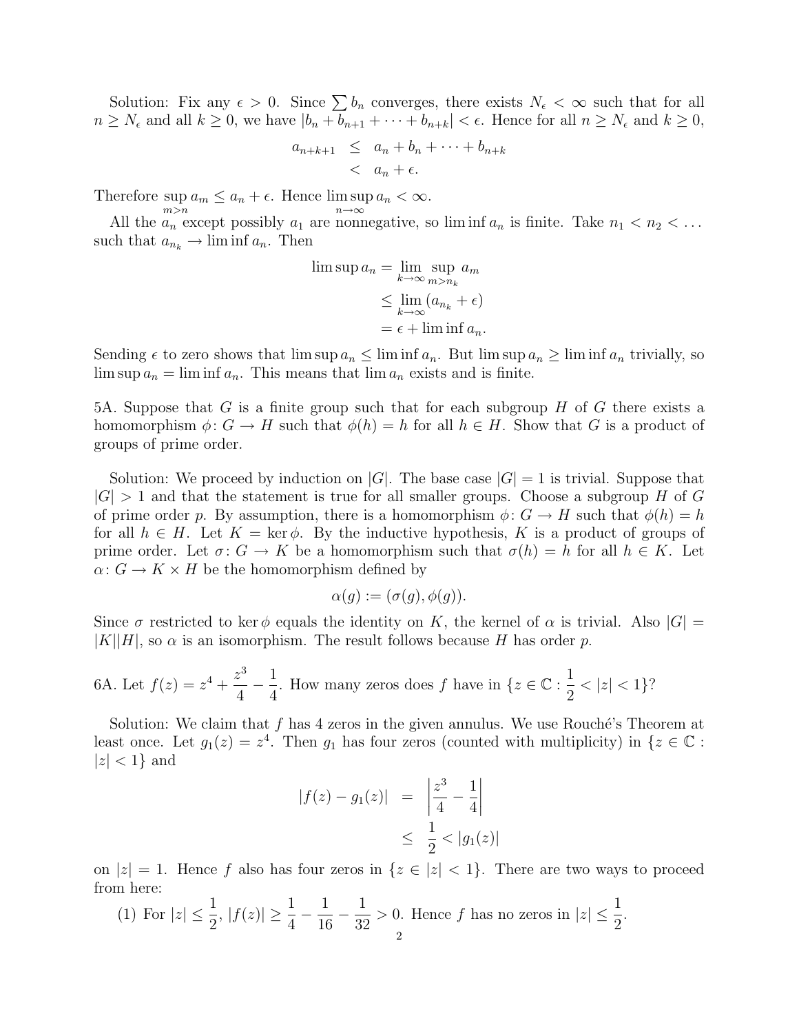Solution: Fix any $\epsilon > 0$. Since $\sum b_n$ converges, there exists $N_\epsilon < \infty$ such that for all $n \geq N_\epsilon$ and all $k \geq 0$, we have $|b_n + b_{n+1} + \cdots + b_{n+k}| < \epsilon$. Hence for all $n \geq N_\epsilon$ and $k \geq 0$,

$$\begin{aligned} a_{n+k+1} &\leq a_n + b_n + \cdots + b_{n+k} \\ &< a_n + \epsilon. \end{aligned}$$

Therefore $\sup_{m>n} a_m \leq a_n + \epsilon$. Hence $\limsup_{n\to\infty} a_n < \infty$.

All the $a_n$ except possibly $a_1$ are nonnegative, so $\liminf a_n$ is finite. Take $n_1 < n_2 < \ldots$ such that $a_{n_k} \to \liminf a_n$. Then

$$\begin{aligned} \limsup a_n &= \lim_{k\to\infty} \sup_{m>n_k} a_m \\ &\leq \lim_{k\to\infty} (a_{n_k} + \epsilon) \\ &= \epsilon + \liminf a_n. \end{aligned}$$

Sending $\epsilon$ to zero shows that $\limsup a_n \leq \liminf a_n$. But $\limsup a_n \geq \liminf a_n$ trivially, so $\limsup a_n = \liminf a_n$. This means that $\lim a_n$ exists and is finite.

5A. Suppose that $G$ is a finite group such that for each subgroup $H$ of $G$ there exists a homomorphism $\phi\colon G \to H$ such that $\phi(h) = h$ for all $h \in H$. Show that $G$ is a product of groups of prime order.

Solution: We proceed by induction on $|G|$. The base case $|G| = 1$ is trivial. Suppose that $|G| > 1$ and that the statement is true for all smaller groups. Choose a subgroup $H$ of $G$ of prime order $p$. By assumption, there is a homomorphism $\phi\colon G \to H$ such that $\phi(h) = h$ for all $h \in H$. Let $K = \ker \phi$. By the inductive hypothesis, $K$ is a product of groups of prime order. Let $\sigma\colon G \to K$ be a homomorphism such that $\sigma(h) = h$ for all $h \in K$. Let $\alpha\colon G \to K \times H$ be the homomorphism defined by

$$\alpha(g) := (\sigma(g), \phi(g)).$$

Since $\sigma$ restricted to $\ker \phi$ equals the identity on $K$, the kernel of $\alpha$ is trivial. Also $|G| = |K||H|$, so $\alpha$ is an isomorphism. The result follows because $H$ has order $p$.

6A. Let $f(z) = z^4 + \dfrac{z^3}{4} - \dfrac{1}{4}$. How many zeros does $f$ have in $\{z \in \mathbb{C} : \dfrac{1}{2} < |z| < 1\}$?

Solution: We claim that $f$ has 4 zeros in the given annulus. We use Rouché's Theorem at least once. Let $g_1(z) = z^4$. Then $g_1$ has four zeros (counted with multiplicity) in $\{z \in \mathbb{C} : |z| < 1\}$ and

$$\begin{aligned} |f(z) - g_1(z)| &= \left| \frac{z^3}{4} - \frac{1}{4} \right| \\ &\leq \frac{1}{2} < |g_1(z)| \end{aligned}$$

on $|z| = 1$. Hence $f$ also has four zeros in $\{z \in |z| < 1\}$. There are two ways to proceed from here:

(1) For $|z| \leq \dfrac{1}{2}$, $|f(z)| \geq \dfrac{1}{4} - \dfrac{1}{16} - \dfrac{1}{32} > 0$. Hence $f$ has no zeros in $|z| \leq \dfrac{1}{2}$.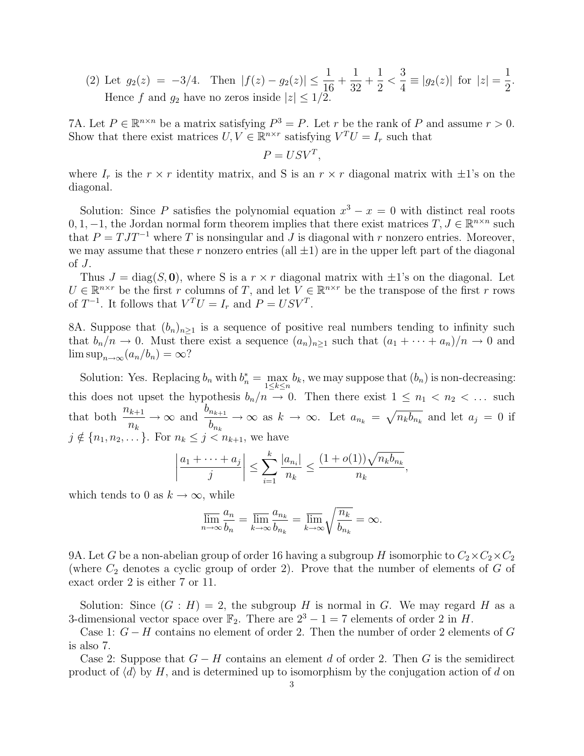(2) Let $g_2(z) = -3/4$. Then $|f(z) - g_2(z)| \leq \frac{1}{16} + \frac{1}{32} + \frac{1}{2} < \frac{3}{4} \equiv |g_2(z)|$ for $|z| = \frac{1}{2}$. Hence $f$ and $g_2$ have no zeros inside $|z| \leq 1/2$.

7A. Let $P \in \mathbb{R}^{n \times n}$ be a matrix satisfying $P^3 = P$. Let $r$ be the rank of $P$ and assume $r > 0$. Show that there exist matrices $U, V \in \mathbb{R}^{n \times r}$ satisfying $V^T U = I_r$ such that

$$P = USV^T,$$

where $I_r$ is the $r \times r$ identity matrix, and S is an $r \times r$ diagonal matrix with $\pm 1$'s on the diagonal.

Solution: Since $P$ satisfies the polynomial equation $x^3 - x = 0$ with distinct real roots $0, 1, -1$, the Jordan normal form theorem implies that there exist matrices $T, J \in \mathbb{R}^{n \times n}$ such that $P = TJT^{-1}$ where $T$ is nonsingular and $J$ is diagonal with $r$ nonzero entries. Moreover, we may assume that these $r$ nonzero entries (all $\pm 1$) are in the upper left part of the diagonal of $J$.

Thus $J = \mathrm{diag}(S, \mathbf{0})$, where S is a $r \times r$ diagonal matrix with $\pm 1$'s on the diagonal. Let $U \in \mathbb{R}^{n \times r}$ be the first $r$ columns of $T$, and let $V \in \mathbb{R}^{n \times r}$ be the transpose of the first $r$ rows of $T^{-1}$. It follows that $V^T U = I_r$ and $P = USV^T$.

8A. Suppose that $(b_n)_{n \geq 1}$ is a sequence of positive real numbers tending to infinity such that $b_n/n \to 0$. Must there exist a sequence $(a_n)_{n \geq 1}$ such that $(a_1 + \cdots + a_n)/n \to 0$ and $\limsup_{n \to \infty}(a_n/b_n) = \infty$?

Solution: Yes. Replacing $b_n$ with $b_n^* = \max_{1 \leq k \leq n} b_k$, we may suppose that $(b_n)$ is non-decreasing: this does not upset the hypothesis $b_n/n \to 0$. Then there exist $1 \leq n_1 < n_2 < \ldots$ such that both $\dfrac{n_{k+1}}{n_k} \to \infty$ and $\dfrac{b_{n_{k+1}}}{b_{n_k}} \to \infty$ as $k \to \infty$. Let $a_{n_k} = \sqrt{n_k b_{n_k}}$ and let $a_j = 0$ if $j \notin \{n_1, n_2, \ldots\}$. For $n_k \leq j < n_{k+1}$, we have

$$\left| \frac{a_1 + \cdots + a_j}{j} \right| \leq \sum_{i=1}^{k} \frac{|a_{n_i}|}{n_k} \leq \frac{(1 + o(1))\sqrt{n_k b_{n_k}}}{n_k},$$

which tends to 0 as $k \to \infty$, while

$$\varlimsup_{n \to \infty} \frac{a_n}{b_n} = \varlimsup_{k \to \infty} \frac{a_{n_k}}{b_{n_k}} = \varlimsup_{k \to \infty} \sqrt{\frac{n_k}{b_{n_k}}} = \infty.$$

9A. Let $G$ be a non-abelian group of order 16 having a subgroup $H$ isomorphic to $C_2 \times C_2 \times C_2$ (where $C_2$ denotes a cyclic group of order 2). Prove that the number of elements of $G$ of exact order 2 is either 7 or 11.

Solution: Since $(G : H) = 2$, the subgroup $H$ is normal in $G$. We may regard $H$ as a 3-dimensional vector space over $\mathbb{F}_2$. There are $2^3 - 1 = 7$ elements of order 2 in $H$.

Case 1: $G - H$ contains no element of order 2. Then the number of order 2 elements of $G$ is also 7.

Case 2: Suppose that $G - H$ contains an element $d$ of order 2. Then $G$ is the semidirect product of $\langle d \rangle$ by $H$, and is determined up to isomorphism by the conjugation action of $d$ on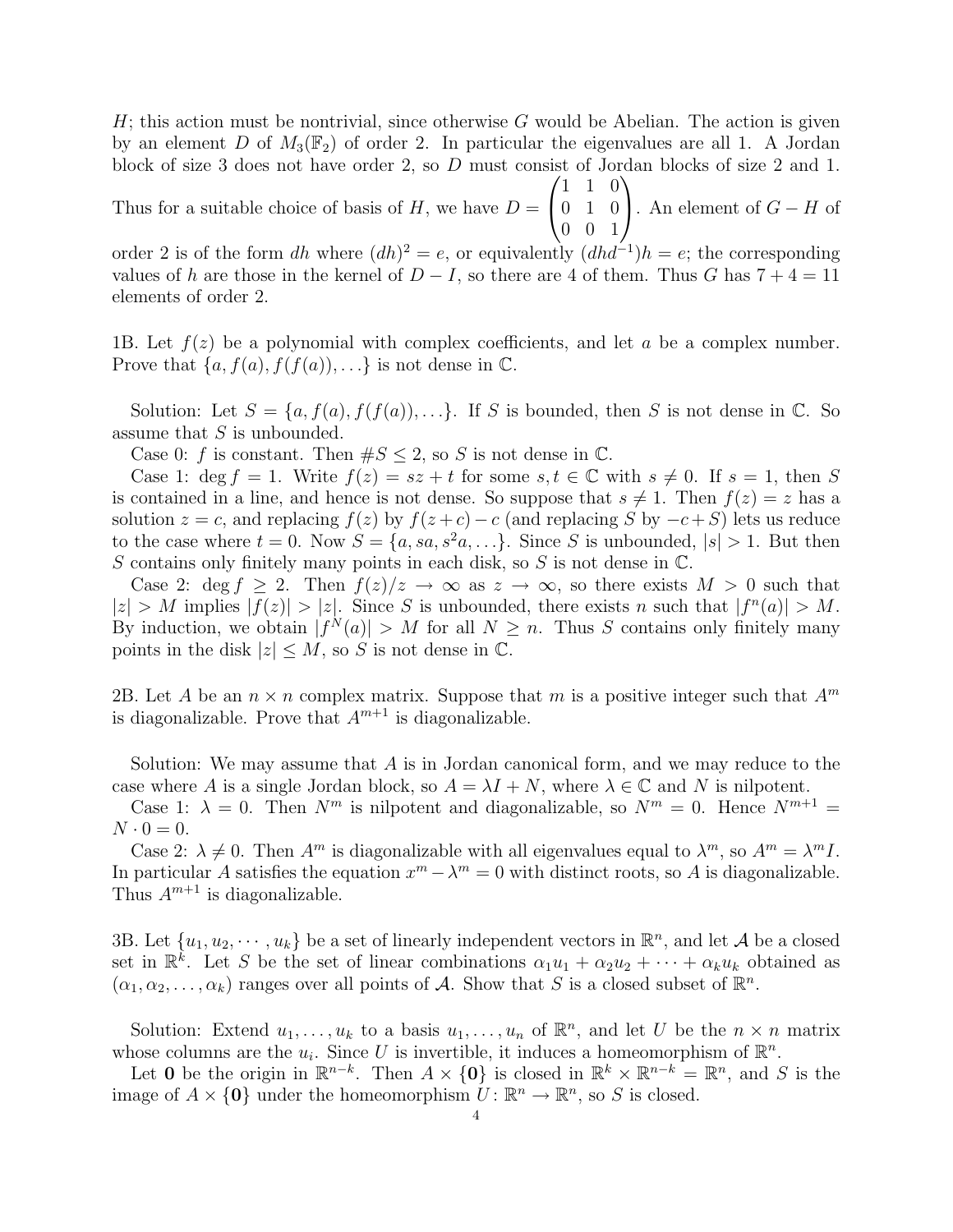$H$; this action must be nontrivial, since otherwise $G$ would be Abelian. The action is given by an element $D$ of $M_3(\mathbb{F}_2)$ of order 2. In particular the eigenvalues are all 1. A Jordan block of size 3 does not have order 2, so $D$ must consist of Jordan blocks of size 2 and 1. Thus for a suitable choice of basis of $H$, we have $D = \begin{pmatrix} 1 & 1 & 0 \\ 0 & 1 & 0 \\ 0 & 0 & 1 \end{pmatrix}$. An element of $G - H$ of order 2 is of the form $dh$ where $(dh)^2 = e$, or equivalently $(dhd^{-1})h = e$; the corresponding values of $h$ are those in the kernel of $D - I$, so there are 4 of them. Thus $G$ has $7 + 4 = 11$ elements of order 2.

1B. Let $f(z)$ be a polynomial with complex coefficients, and let $a$ be a complex number. Prove that $\{a, f(a), f(f(a)), \ldots\}$ is not dense in $\mathbb{C}$.

Solution: Let $S = \{a, f(a), f(f(a)), \ldots\}$. If $S$ is bounded, then $S$ is not dense in $\mathbb{C}$. So assume that $S$ is unbounded.

Case 0: $f$ is constant. Then $\#S \leq 2$, so $S$ is not dense in $\mathbb{C}$.

Case 1: $\deg f = 1$. Write $f(z) = sz + t$ for some $s, t \in \mathbb{C}$ with $s \neq 0$. If $s = 1$, then $S$ is contained in a line, and hence is not dense. So suppose that $s \neq 1$. Then $f(z) = z$ has a solution $z = c$, and replacing $f(z)$ by $f(z + c) - c$ (and replacing $S$ by $-c + S$) lets us reduce to the case where $t = 0$. Now $S = \{a, sa, s^2a, \ldots\}$. Since $S$ is unbounded, $|s| > 1$. But then $S$ contains only finitely many points in each disk, so $S$ is not dense in $\mathbb{C}$.

Case 2: $\deg f \geq 2$. Then $f(z)/z \to \infty$ as $z \to \infty$, so there exists $M > 0$ such that $|z| > M$ implies $|f(z)| > |z|$. Since $S$ is unbounded, there exists $n$ such that $|f^n(a)| > M$. By induction, we obtain $|f^N(a)| > M$ for all $N \geq n$. Thus $S$ contains only finitely many points in the disk $|z| \leq M$, so $S$ is not dense in $\mathbb{C}$.

2B. Let $A$ be an $n \times n$ complex matrix. Suppose that $m$ is a positive integer such that $A^m$ is diagonalizable. Prove that $A^{m+1}$ is diagonalizable.

Solution: We may assume that $A$ is in Jordan canonical form, and we may reduce to the case where $A$ is a single Jordan block, so $A = \lambda I + N$, where $\lambda \in \mathbb{C}$ and $N$ is nilpotent.

Case 1: $\lambda = 0$. Then $N^m$ is nilpotent and diagonalizable, so $N^m = 0$. Hence $N^{m+1} = N \cdot 0 = 0$.

Case 2: $\lambda \neq 0$. Then $A^m$ is diagonalizable with all eigenvalues equal to $\lambda^m$, so $A^m = \lambda^m I$. In particular $A$ satisfies the equation $x^m - \lambda^m = 0$ with distinct roots, so $A$ is diagonalizable. Thus $A^{m+1}$ is diagonalizable.

3B. Let $\{u_1, u_2, \cdots, u_k\}$ be a set of linearly independent vectors in $\mathbb{R}^n$, and let $\mathcal{A}$ be a closed set in $\mathbb{R}^k$. Let $S$ be the set of linear combinations $\alpha_1 u_1 + \alpha_2 u_2 + \cdots + \alpha_k u_k$ obtained as $(\alpha_1, \alpha_2, \ldots, \alpha_k)$ ranges over all points of $\mathcal{A}$. Show that $S$ is a closed subset of $\mathbb{R}^n$.

Solution: Extend $u_1, \ldots, u_k$ to a basis $u_1, \ldots, u_n$ of $\mathbb{R}^n$, and let $U$ be the $n \times n$ matrix whose columns are the $u_i$. Since $U$ is invertible, it induces a homeomorphism of $\mathbb{R}^n$.

Let $\mathbf{0}$ be the origin in $\mathbb{R}^{n-k}$. Then $A \times \{\mathbf{0}\}$ is closed in $\mathbb{R}^k \times \mathbb{R}^{n-k} = \mathbb{R}^n$, and $S$ is the image of $A \times \{\mathbf{0}\}$ under the homeomorphism $U \colon \mathbb{R}^n \to \mathbb{R}^n$, so $S$ is closed.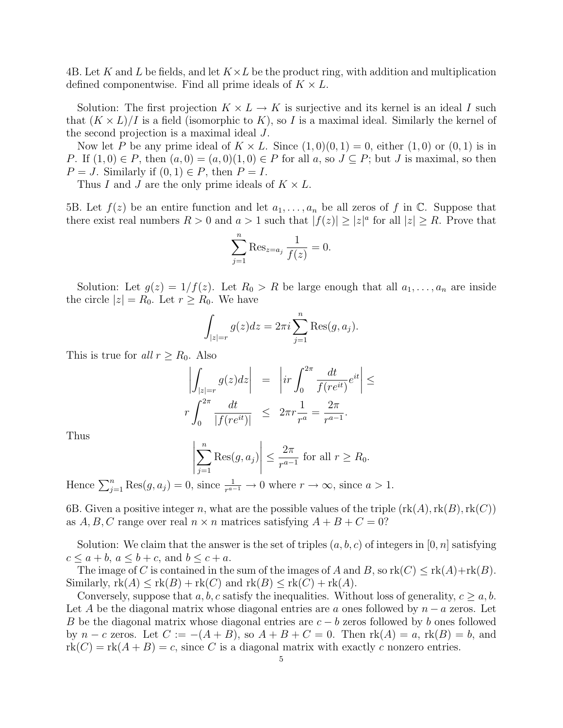4B. Let $K$ and $L$ be fields, and let $K \times L$ be the product ring, with addition and multiplication defined componentwise. Find all prime ideals of $K \times L$.

Solution: The first projection $K \times L \to K$ is surjective and its kernel is an ideal $I$ such that $(K \times L)/I$ is a field (isomorphic to $K$), so $I$ is a maximal ideal. Similarly the kernel of the second projection is a maximal ideal $J$.

Now let $P$ be any prime ideal of $K \times L$. Since $(1, 0)(0, 1) = 0$, either $(1, 0)$ or $(0, 1)$ is in $P$. If $(1, 0) \in P$, then $(a, 0) = (a, 0)(1, 0) \in P$ for all $a$, so $J \subseteq P$; but $J$ is maximal, so then $P = J$. Similarly if $(0, 1) \in P$, then $P = I$.

Thus $I$ and $J$ are the only prime ideals of $K \times L$.

5B. Let $f(z)$ be an entire function and let $a_1, \ldots, a_n$ be all zeros of $f$ in $\mathbb{C}$. Suppose that there exist real numbers $R > 0$ and $a > 1$ such that $|f(z)| \geq |z|^a$ for all $|z| \geq R$. Prove that

$$\sum_{j=1}^{n} \operatorname{Res}_{z=a_j} \frac{1}{f(z)} = 0.$$

Solution: Let $g(z) = 1/f(z)$. Let $R_0 > R$ be large enough that all $a_1, \ldots, a_n$ are inside the circle $|z| = R_0$. Let $r \geq R_0$. We have

$$\int_{|z|=r} g(z)dz = 2\pi i \sum_{j=1}^{n} \operatorname{Res}(g, a_j).$$

This is true for *all* $r \geq R_0$. Also

$$\begin{aligned} \left| \int_{|z|=r} g(z)dz \right| &= \left| ir \int_0^{2\pi} \frac{dt}{f(re^{it})} e^{it} \right| \leq \\ r \int_0^{2\pi} \frac{dt}{|f(re^{it})|} &\leq 2\pi r \frac{1}{r^a} = \frac{2\pi}{r^{a-1}}. \end{aligned}$$

Thus

$$\left| \sum_{j=1}^{n} \operatorname{Res}(g, a_j) \right| \leq \frac{2\pi}{r^{a-1}} \text{ for all } r \geq R_0.$$

Hence $\sum_{j=1}^{n} \operatorname{Res}(g, a_j) = 0$, since $\frac{1}{r^{a-1}} \to 0$ where $r \to \infty$, since $a > 1$.

6B. Given a positive integer $n$, what are the possible values of the triple $(\operatorname{rk}(A), \operatorname{rk}(B), \operatorname{rk}(C))$ as $A, B, C$ range over real $n \times n$ matrices satisfying $A + B + C = 0$?

Solution: We claim that the answer is the set of triples $(a, b, c)$ of integers in $[0, n]$ satisfying $c \leq a + b$, $a \leq b + c$, and $b \leq c + a$.

The image of $C$ is contained in the sum of the images of $A$ and $B$, so $\operatorname{rk}(C) \leq \operatorname{rk}(A) + \operatorname{rk}(B)$. Similarly, $\operatorname{rk}(A) \leq \operatorname{rk}(B) + \operatorname{rk}(C)$ and $\operatorname{rk}(B) \leq \operatorname{rk}(C) + \operatorname{rk}(A)$.

Conversely, suppose that $a, b, c$ satisfy the inequalities. Without loss of generality, $c \geq a, b$. Let $A$ be the diagonal matrix whose diagonal entries are $a$ ones followed by $n - a$ zeros. Let $B$ be the diagonal matrix whose diagonal entries are $c - b$ zeros followed by $b$ ones followed by $n - c$ zeros. Let $C := -(A + B)$, so $A + B + C = 0$. Then $\operatorname{rk}(A) = a$, $\operatorname{rk}(B) = b$, and $\operatorname{rk}(C) = \operatorname{rk}(A + B) = c$, since $C$ is a diagonal matrix with exactly $c$ nonzero entries.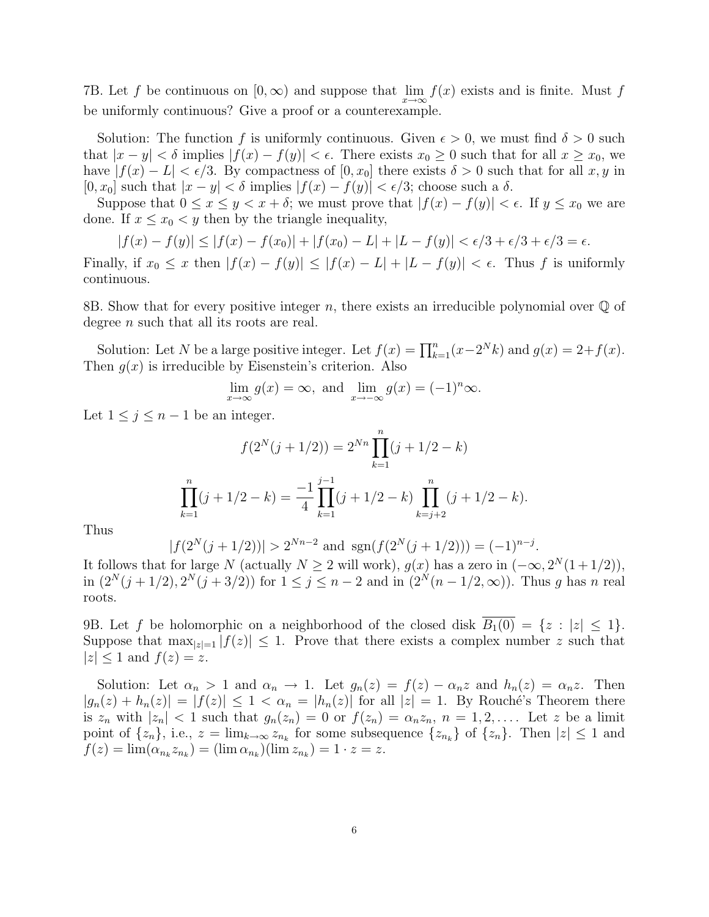7B. Let $f$ be continuous on $[0, \infty)$ and suppose that $\lim_{x \to \infty} f(x)$ exists and is finite. Must $f$ be uniformly continuous? Give a proof or a counterexample.

Solution: The function $f$ is uniformly continuous. Given $\epsilon > 0$, we must find $\delta > 0$ such that $|x - y| < \delta$ implies $|f(x) - f(y)| < \epsilon$. There exists $x_0 \geq 0$ such that for all $x \geq x_0$, we have $|f(x) - L| < \epsilon/3$. By compactness of $[0, x_0]$ there exists $\delta > 0$ such that for all $x, y$ in $[0, x_0]$ such that $|x - y| < \delta$ implies $|f(x) - f(y)| < \epsilon/3$; choose such a $\delta$.

Suppose that $0 \leq x \leq y < x + \delta$; we must prove that $|f(x) - f(y)| < \epsilon$. If $y \leq x_0$ we are done. If $x \leq x_0 < y$ then by the triangle inequality,

$$|f(x) - f(y)| \leq |f(x) - f(x_0)| + |f(x_0) - L| + |L - f(y)| < \epsilon/3 + \epsilon/3 + \epsilon/3 = \epsilon.$$

Finally, if $x_0 \leq x$ then $|f(x) - f(y)| \leq |f(x) - L| + |L - f(y)| < \epsilon$. Thus $f$ is uniformly continuous.

8B. Show that for every positive integer $n$, there exists an irreducible polynomial over $\mathbb{Q}$ of degree $n$ such that all its roots are real.

Solution: Let $N$ be a large positive integer. Let $f(x) = \prod_{k=1}^{n}(x - 2^N k)$ and $g(x) = 2 + f(x)$. Then $g(x)$ is irreducible by Eisenstein's criterion. Also

$$\lim_{x \to \infty} g(x) = \infty, \text{ and } \lim_{x \to -\infty} g(x) = (-1)^n \infty.$$

Let $1 \leq j \leq n - 1$ be an integer.

$$f(2^N(j + 1/2)) = 2^{Nn} \prod_{k=1}^{n}(j + 1/2 - k)$$

$$\prod_{k=1}^{n}(j + 1/2 - k) = \frac{-1}{4} \prod_{k=1}^{j-1}(j + 1/2 - k) \prod_{k=j+2}^{n}(j + 1/2 - k).$$

Thus

$$|f(2^N(j + 1/2))| > 2^{Nn-2} \text{ and } \operatorname{sgn}(f(2^N(j + 1/2))) = (-1)^{n-j}.$$

It follows that for large $N$ (actually $N \geq 2$ will work), $g(x)$ has a zero in $(-\infty, 2^N(1 + 1/2))$, in $(2^N(j + 1/2), 2^N(j + 3/2))$ for $1 \leq j \leq n - 2$ and in $(2^N(n - 1/2, \infty))$. Thus $g$ has $n$ real roots.

9B. Let $f$ be holomorphic on a neighborhood of the closed disk $\overline{B_1(0)} = \{z : |z| \leq 1\}$. Suppose that $\max_{|z|=1} |f(z)| \leq 1$. Prove that there exists a complex number $z$ such that $|z| \leq 1$ and $f(z) = z$.

Solution: Let $\alpha_n > 1$ and $\alpha_n \to 1$. Let $g_n(z) = f(z) - \alpha_n z$ and $h_n(z) = \alpha_n z$. Then $|g_n(z) + h_n(z)| = |f(z)| \leq 1 < \alpha_n = |h_n(z)|$ for all $|z| = 1$. By Rouché's Theorem there is $z_n$ with $|z_n| < 1$ such that $g_n(z_n) = 0$ or $f(z_n) = \alpha_n z_n$, $n = 1, 2, \ldots$. Let $z$ be a limit point of $\{z_n\}$, i.e., $z = \lim_{k \to \infty} z_{n_k}$ for some subsequence $\{z_{n_k}\}$ of $\{z_n\}$. Then $|z| \leq 1$ and $f(z) = \lim(\alpha_{n_k} z_{n_k}) = (\lim \alpha_{n_k})(\lim z_{n_k}) = 1 \cdot z = z$.